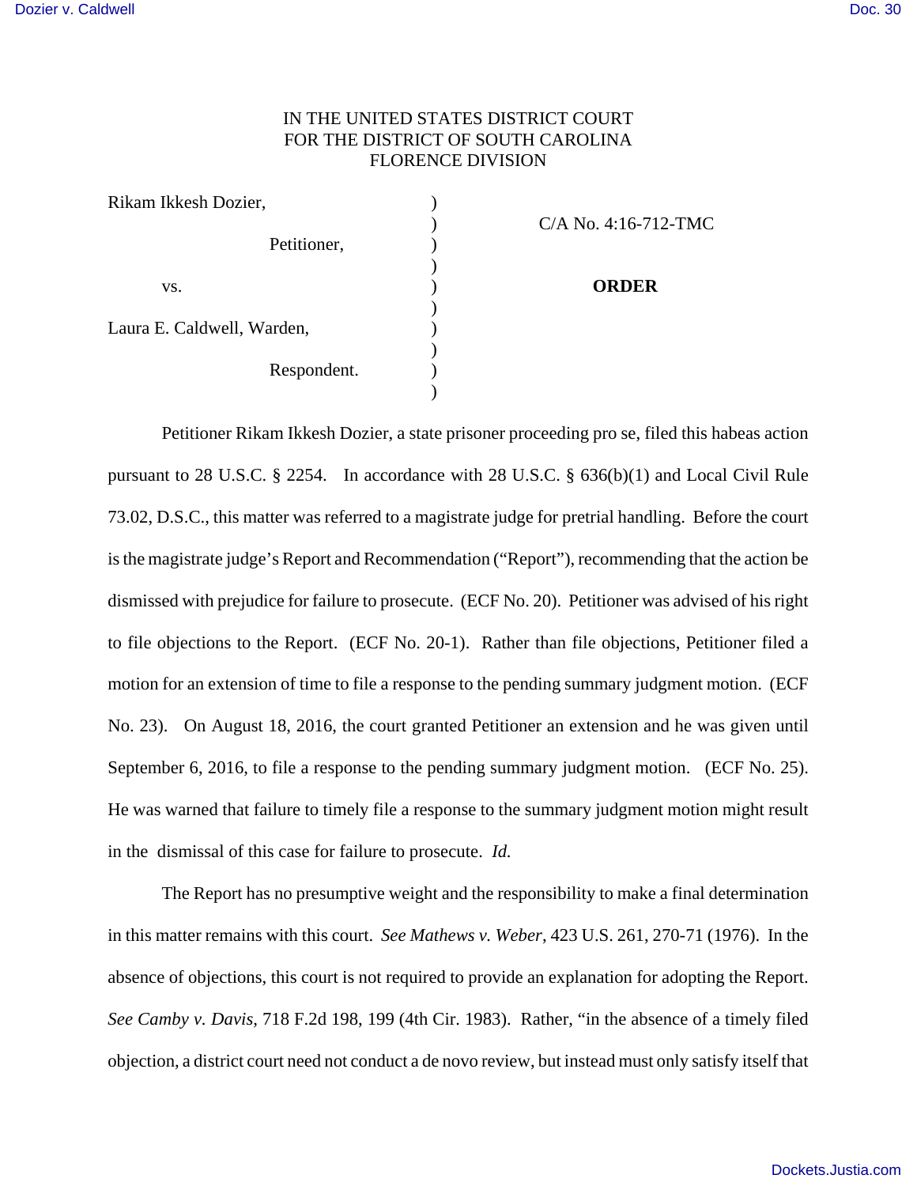IN THE UNITED STATES DISTRICT COURT
FOR THE DISTRICT OF SOUTH CAROLINA
FLORENCE DIVISION

| | | |
|---|---|---|
| Rikam Ikkesh Dozier, | ) | |
| | ) | C/A No. 4:16-712-TMC |
| Petitioner, | ) | |
| | ) | |
| vs. | ) | **ORDER** |
| | ) | |
| Laura E. Caldwell, Warden, | ) | |
| | ) | |
| Respondent. | ) | |
| | ) | |

Petitioner Rikam Ikkesh Dozier, a state prisoner proceeding pro se, filed this habeas action pursuant to 28 U.S.C. § 2254. In accordance with 28 U.S.C. § 636(b)(1) and Local Civil Rule 73.02, D.S.C., this matter was referred to a magistrate judge for pretrial handling. Before the court is the magistrate judge's Report and Recommendation ("Report"), recommending that the action be dismissed with prejudice for failure to prosecute. (ECF No. 20). Petitioner was advised of his right to file objections to the Report. (ECF No. 20-1). Rather than file objections, Petitioner filed a motion for an extension of time to file a response to the pending summary judgment motion. (ECF No. 23). On August 18, 2016, the court granted Petitioner an extension and he was given until September 6, 2016, to file a response to the pending summary judgment motion. (ECF No. 25). He was warned that failure to timely file a response to the summary judgment motion might result in the dismissal of this case for failure to prosecute. *Id.*

The Report has no presumptive weight and the responsibility to make a final determination in this matter remains with this court. *See Mathews v. Weber*, 423 U.S. 261, 270-71 (1976). In the absence of objections, this court is not required to provide an explanation for adopting the Report. *See Camby v. Davis*, 718 F.2d 198, 199 (4th Cir. 1983). Rather, "in the absence of a timely filed objection, a district court need not conduct a de novo review, but instead must only satisfy itself that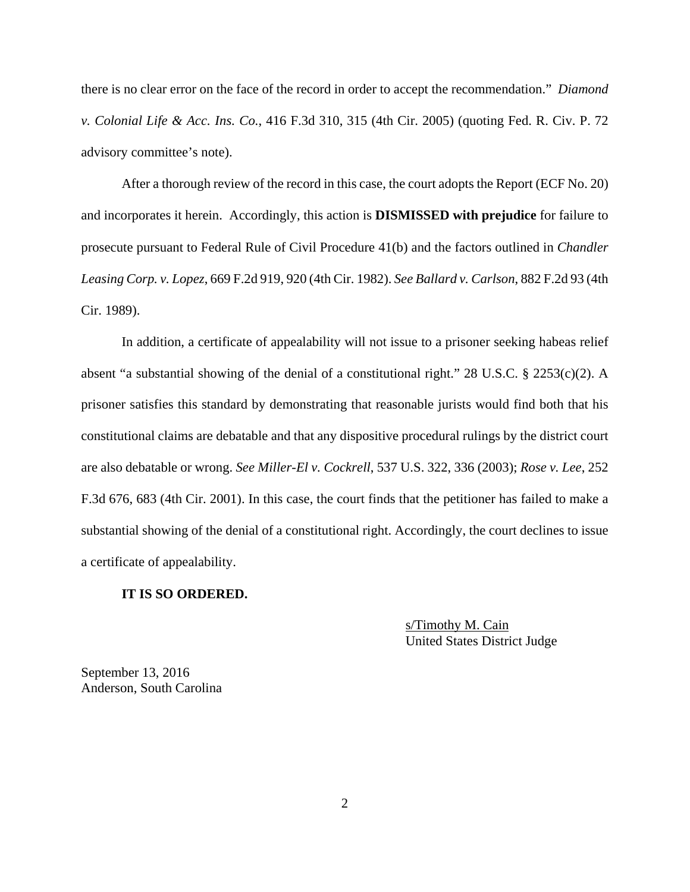there is no clear error on the face of the record in order to accept the recommendation." *Diamond v. Colonial Life & Acc. Ins. Co.*, 416 F.3d 310, 315 (4th Cir. 2005) (quoting Fed. R. Civ. P. 72 advisory committee's note).

After a thorough review of the record in this case, the court adopts the Report (ECF No. 20) and incorporates it herein. Accordingly, this action is **DISMISSED with prejudice** for failure to prosecute pursuant to Federal Rule of Civil Procedure 41(b) and the factors outlined in *Chandler Leasing Corp. v. Lopez*, 669 F.2d 919, 920 (4th Cir. 1982). *See Ballard v. Carlson*, 882 F.2d 93 (4th Cir. 1989).

In addition, a certificate of appealability will not issue to a prisoner seeking habeas relief absent "a substantial showing of the denial of a constitutional right." 28 U.S.C. § 2253(c)(2). A prisoner satisfies this standard by demonstrating that reasonable jurists would find both that his constitutional claims are debatable and that any dispositive procedural rulings by the district court are also debatable or wrong. *See Miller-El v. Cockrell*, 537 U.S. 322, 336 (2003); *Rose v. Lee*, 252 F.3d 676, 683 (4th Cir. 2001). In this case, the court finds that the petitioner has failed to make a substantial showing of the denial of a constitutional right. Accordingly, the court declines to issue a certificate of appealability.

**IT IS SO ORDERED.**

s/Timothy M. Cain
United States District Judge

September 13, 2016
Anderson, South Carolina